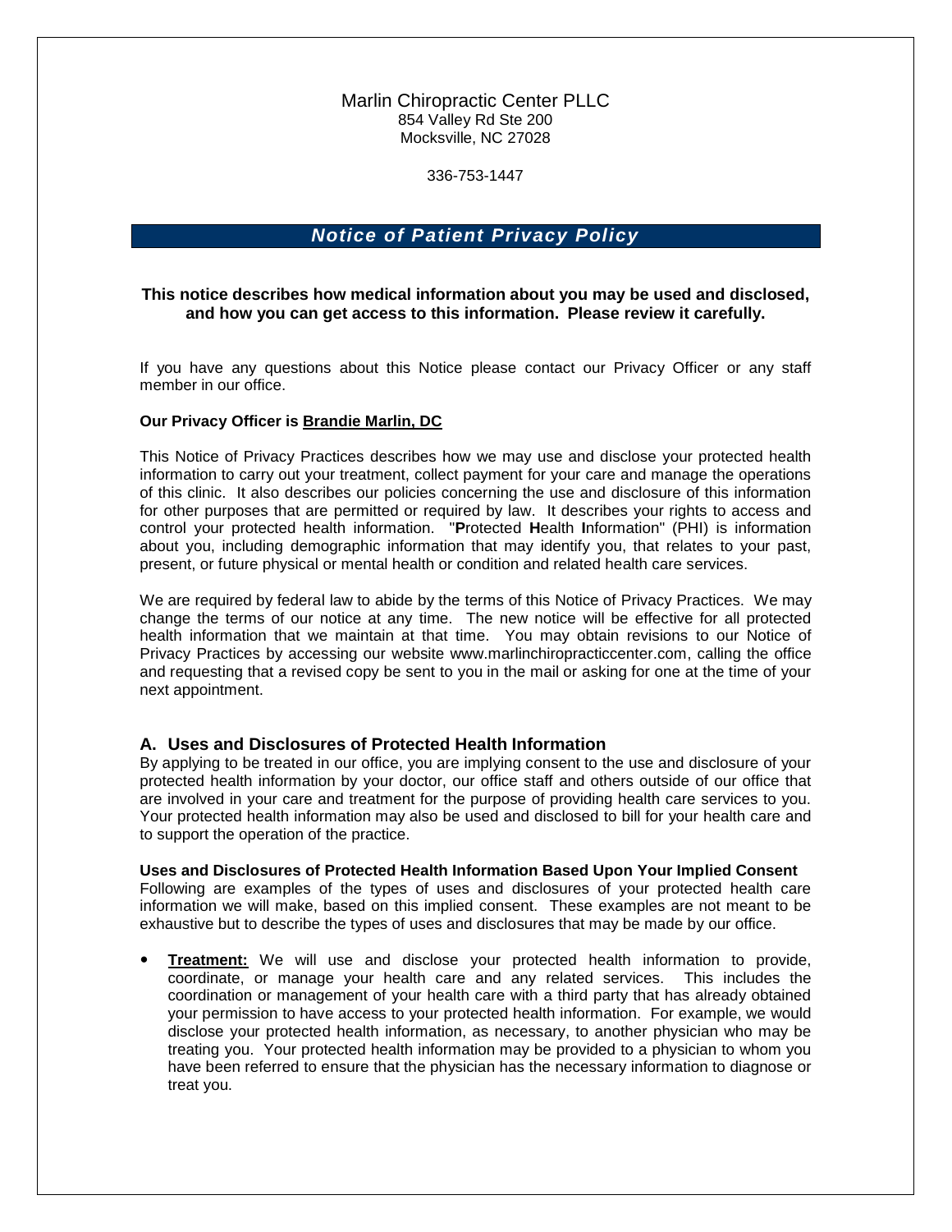Marlin Chiropractic Center PLLC
854 Valley Rd Ste 200
Mocksville, NC 27028

336-753-1447

# *Notice of Patient Privacy Policy*

**This notice describes how medical information about you may be used and disclosed, and how you can get access to this information. Please review it carefully.**

If you have any questions about this Notice please contact our Privacy Officer or any staff member in our office.

**Our Privacy Officer is Brandie Marlin, DC**

This Notice of Privacy Practices describes how we may use and disclose your protected health information to carry out your treatment, collect payment for your care and manage the operations of this clinic. It also describes our policies concerning the use and disclosure of this information for other purposes that are permitted or required by law. It describes your rights to access and control your protected health information. "**P**rotected **H**ealth **I**nformation" (PHI) is information about you, including demographic information that may identify you, that relates to your past, present, or future physical or mental health or condition and related health care services.

We are required by federal law to abide by the terms of this Notice of Privacy Practices. We may change the terms of our notice at any time. The new notice will be effective for all protected health information that we maintain at that time. You may obtain revisions to our Notice of Privacy Practices by accessing our website www.marlinchiropracticcenter.com, calling the office and requesting that a revised copy be sent to you in the mail or asking for one at the time of your next appointment.

## A. Uses and Disclosures of Protected Health Information

By applying to be treated in our office, you are implying consent to the use and disclosure of your protected health information by your doctor, our office staff and others outside of our office that are involved in your care and treatment for the purpose of providing health care services to you. Your protected health information may also be used and disclosed to bill for your health care and to support the operation of the practice.

**Uses and Disclosures of Protected Health Information Based Upon Your Implied Consent**

Following are examples of the types of uses and disclosures of your protected health care information we will make, based on this implied consent. These examples are not meant to be exhaustive but to describe the types of uses and disclosures that may be made by our office.

- **Treatment:** We will use and disclose your protected health information to provide, coordinate, or manage your health care and any related services. This includes the coordination or management of your health care with a third party that has already obtained your permission to have access to your protected health information. For example, we would disclose your protected health information, as necessary, to another physician who may be treating you. Your protected health information may be provided to a physician to whom you have been referred to ensure that the physician has the necessary information to diagnose or treat you.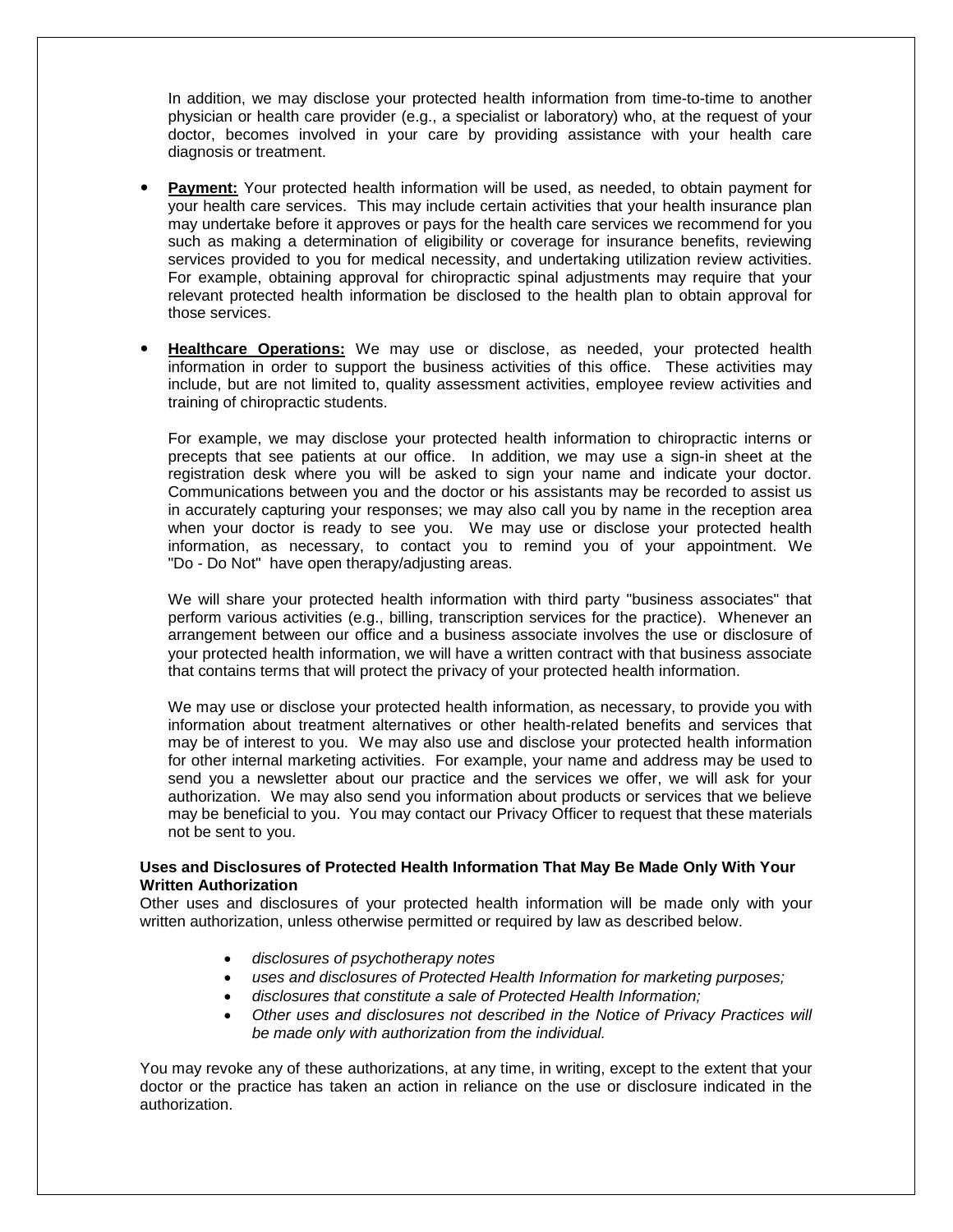In addition, we may disclose your protected health information from time-to-time to another physician or health care provider (e.g., a specialist or laboratory) who, at the request of your doctor, becomes involved in your care by providing assistance with your health care diagnosis or treatment.

- **Payment:** Your protected health information will be used, as needed, to obtain payment for your health care services. This may include certain activities that your health insurance plan may undertake before it approves or pays for the health care services we recommend for you such as making a determination of eligibility or coverage for insurance benefits, reviewing services provided to you for medical necessity, and undertaking utilization review activities. For example, obtaining approval for chiropractic spinal adjustments may require that your relevant protected health information be disclosed to the health plan to obtain approval for those services.

- **Healthcare Operations:** We may use or disclose, as needed, your protected health information in order to support the business activities of this office. These activities may include, but are not limited to, quality assessment activities, employee review activities and training of chiropractic students.

  For example, we may disclose your protected health information to chiropractic interns or precepts that see patients at our office. In addition, we may use a sign-in sheet at the registration desk where you will be asked to sign your name and indicate your doctor. Communications between you and the doctor or his assistants may be recorded to assist us in accurately capturing your responses; we may also call you by name in the reception area when your doctor is ready to see you. We may use or disclose your protected health information, as necessary, to contact you to remind you of your appointment. We "Do - Do Not" have open therapy/adjusting areas.

  We will share your protected health information with third party "business associates" that perform various activities (e.g., billing, transcription services for the practice). Whenever an arrangement between our office and a business associate involves the use or disclosure of your protected health information, we will have a written contract with that business associate that contains terms that will protect the privacy of your protected health information.

  We may use or disclose your protected health information, as necessary, to provide you with information about treatment alternatives or other health-related benefits and services that may be of interest to you. We may also use and disclose your protected health information for other internal marketing activities. For example, your name and address may be used to send you a newsletter about our practice and the services we offer, we will ask for your authorization. We may also send you information about products or services that we believe may be beneficial to you. You may contact our Privacy Officer to request that these materials not be sent to you.

**Uses and Disclosures of Protected Health Information That May Be Made Only With Your Written Authorization**

Other uses and disclosures of your protected health information will be made only with your written authorization, unless otherwise permitted or required by law as described below.

- *disclosures of psychotherapy notes*
- *uses and disclosures of Protected Health Information for marketing purposes;*
- *disclosures that constitute a sale of Protected Health Information;*
- *Other uses and disclosures not described in the Notice of Privacy Practices will be made only with authorization from the individual.*

You may revoke any of these authorizations, at any time, in writing, except to the extent that your doctor or the practice has taken an action in reliance on the use or disclosure indicated in the authorization.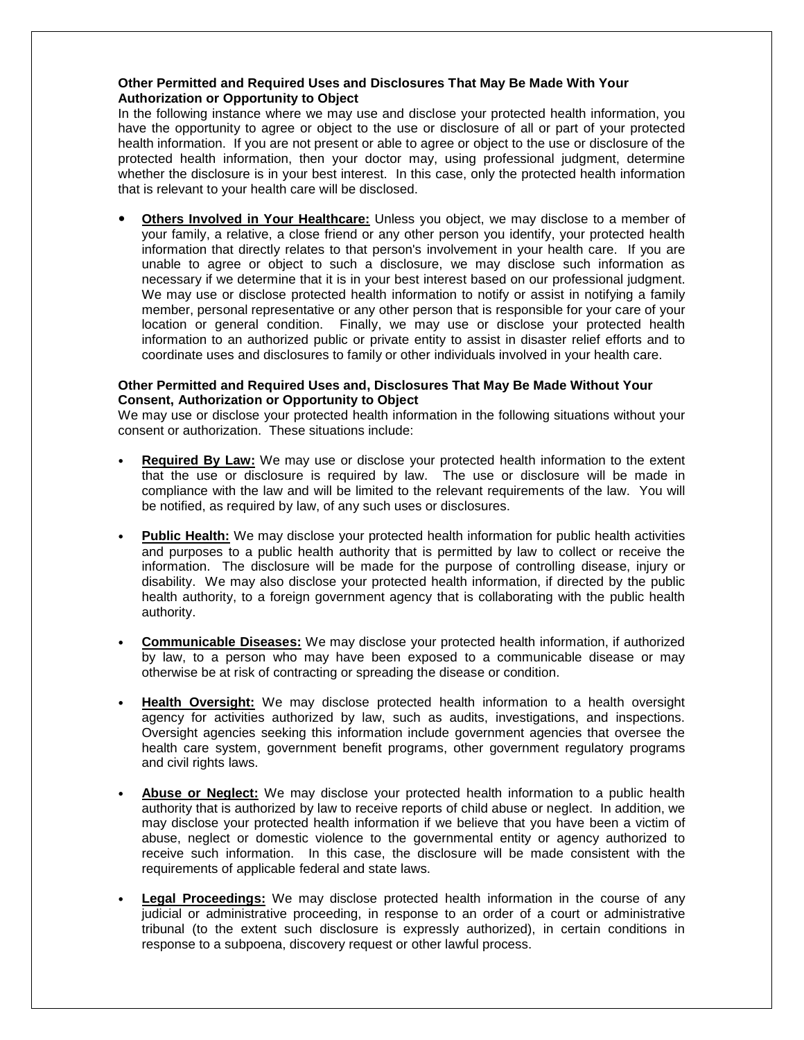**Other Permitted and Required Uses and Disclosures That May Be Made With Your Authorization or Opportunity to Object**

In the following instance where we may use and disclose your protected health information, you have the opportunity to agree or object to the use or disclosure of all or part of your protected health information. If you are not present or able to agree or object to the use or disclosure of the protected health information, then your doctor may, using professional judgment, determine whether the disclosure is in your best interest. In this case, only the protected health information that is relevant to your health care will be disclosed.

- **Others Involved in Your Healthcare:** Unless you object, we may disclose to a member of your family, a relative, a close friend or any other person you identify, your protected health information that directly relates to that person's involvement in your health care. If you are unable to agree or object to such a disclosure, we may disclose such information as necessary if we determine that it is in your best interest based on our professional judgment. We may use or disclose protected health information to notify or assist in notifying a family member, personal representative or any other person that is responsible for your care of your location or general condition. Finally, we may use or disclose your protected health information to an authorized public or private entity to assist in disaster relief efforts and to coordinate uses and disclosures to family or other individuals involved in your health care.

**Other Permitted and Required Uses and, Disclosures That May Be Made Without Your Consent, Authorization or Opportunity to Object**

We may use or disclose your protected health information in the following situations without your consent or authorization. These situations include:

- **Required By Law:** We may use or disclose your protected health information to the extent that the use or disclosure is required by law. The use or disclosure will be made in compliance with the law and will be limited to the relevant requirements of the law. You will be notified, as required by law, of any such uses or disclosures.

- **Public Health:** We may disclose your protected health information for public health activities and purposes to a public health authority that is permitted by law to collect or receive the information. The disclosure will be made for the purpose of controlling disease, injury or disability. We may also disclose your protected health information, if directed by the public health authority, to a foreign government agency that is collaborating with the public health authority.

- **Communicable Diseases:** We may disclose your protected health information, if authorized by law, to a person who may have been exposed to a communicable disease or may otherwise be at risk of contracting or spreading the disease or condition.

- **Health Oversight:** We may disclose protected health information to a health oversight agency for activities authorized by law, such as audits, investigations, and inspections. Oversight agencies seeking this information include government agencies that oversee the health care system, government benefit programs, other government regulatory programs and civil rights laws.

- **Abuse or Neglect:** We may disclose your protected health information to a public health authority that is authorized by law to receive reports of child abuse or neglect. In addition, we may disclose your protected health information if we believe that you have been a victim of abuse, neglect or domestic violence to the governmental entity or agency authorized to receive such information. In this case, the disclosure will be made consistent with the requirements of applicable federal and state laws.

- **Legal Proceedings:** We may disclose protected health information in the course of any judicial or administrative proceeding, in response to an order of a court or administrative tribunal (to the extent such disclosure is expressly authorized), in certain conditions in response to a subpoena, discovery request or other lawful process.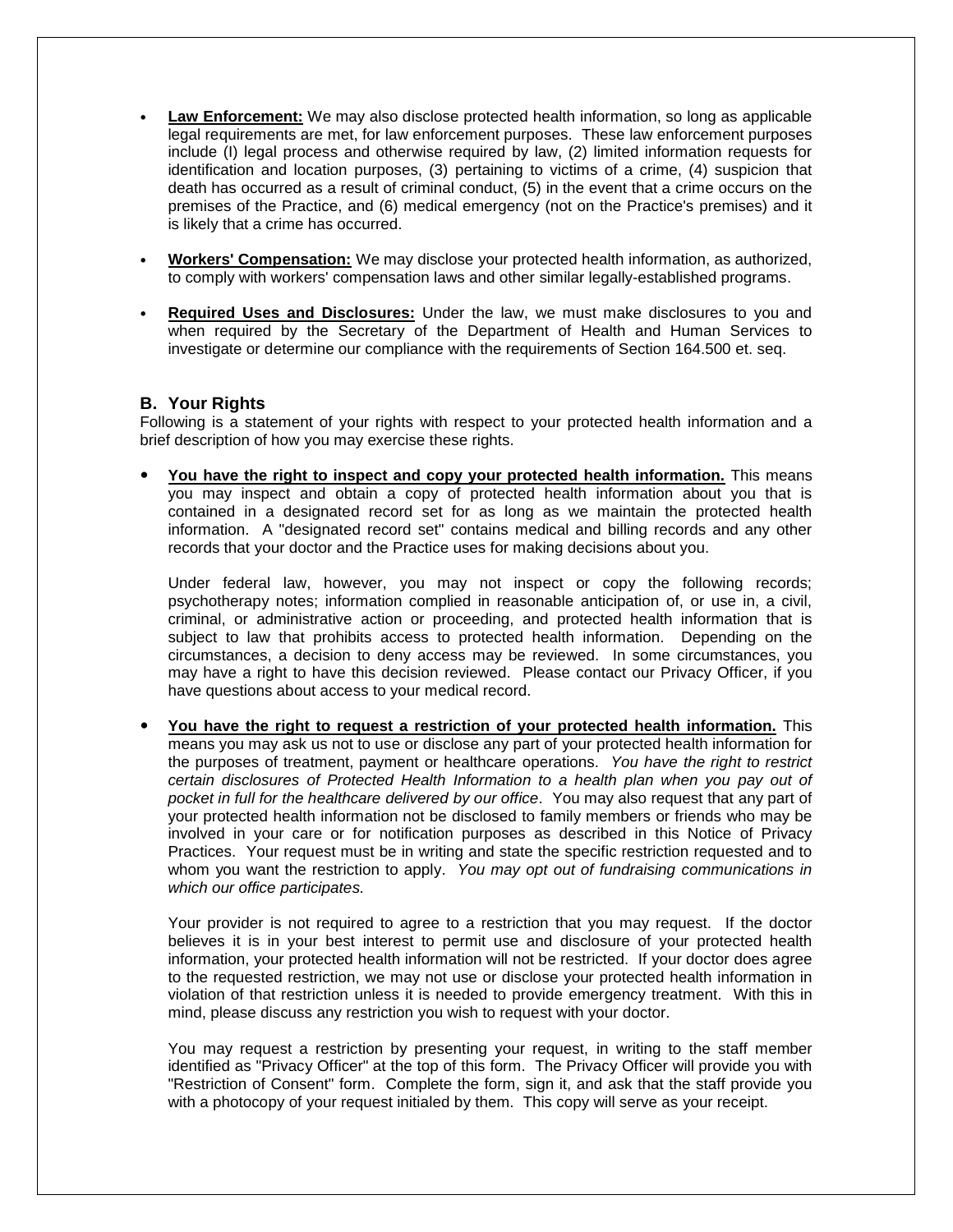- **Law Enforcement:** We may also disclose protected health information, so long as applicable legal requirements are met, for law enforcement purposes. These law enforcement purposes include (l) legal process and otherwise required by law, (2) limited information requests for identification and location purposes, (3) pertaining to victims of a crime, (4) suspicion that death has occurred as a result of criminal conduct, (5) in the event that a crime occurs on the premises of the Practice, and (6) medical emergency (not on the Practice's premises) and it is likely that a crime has occurred.

- **Workers' Compensation:** We may disclose your protected health information, as authorized, to comply with workers' compensation laws and other similar legally-established programs.

- **Required Uses and Disclosures:** Under the law, we must make disclosures to you and when required by the Secretary of the Department of Health and Human Services to investigate or determine our compliance with the requirements of Section 164.500 et. seq.

### B. Your Rights

Following is a statement of your rights with respect to your protected health information and a brief description of how you may exercise these rights.

- **You have the right to inspect and copy your protected health information.** This means you may inspect and obtain a copy of protected health information about you that is contained in a designated record set for as long as we maintain the protected health information. A "designated record set" contains medical and billing records and any other records that your doctor and the Practice uses for making decisions about you.

  Under federal law, however, you may not inspect or copy the following records; psychotherapy notes; information complied in reasonable anticipation of, or use in, a civil, criminal, or administrative action or proceeding, and protected health information that is subject to law that prohibits access to protected health information. Depending on the circumstances, a decision to deny access may be reviewed. In some circumstances, you may have a right to have this decision reviewed. Please contact our Privacy Officer, if you have questions about access to your medical record.

- **You have the right to request a restriction of your protected health information.** This means you may ask us not to use or disclose any part of your protected health information for the purposes of treatment, payment or healthcare operations. *You have the right to restrict certain disclosures of Protected Health Information to a health plan when you pay out of pocket in full for the healthcare delivered by our office*. You may also request that any part of your protected health information not be disclosed to family members or friends who may be involved in your care or for notification purposes as described in this Notice of Privacy Practices. Your request must be in writing and state the specific restriction requested and to whom you want the restriction to apply. *You may opt out of fundraising communications in which our office participates.*

  Your provider is not required to agree to a restriction that you may request. If the doctor believes it is in your best interest to permit use and disclosure of your protected health information, your protected health information will not be restricted. If your doctor does agree to the requested restriction, we may not use or disclose your protected health information in violation of that restriction unless it is needed to provide emergency treatment. With this in mind, please discuss any restriction you wish to request with your doctor.

  You may request a restriction by presenting your request, in writing to the staff member identified as "Privacy Officer" at the top of this form. The Privacy Officer will provide you with "Restriction of Consent" form. Complete the form, sign it, and ask that the staff provide you with a photocopy of your request initialed by them. This copy will serve as your receipt.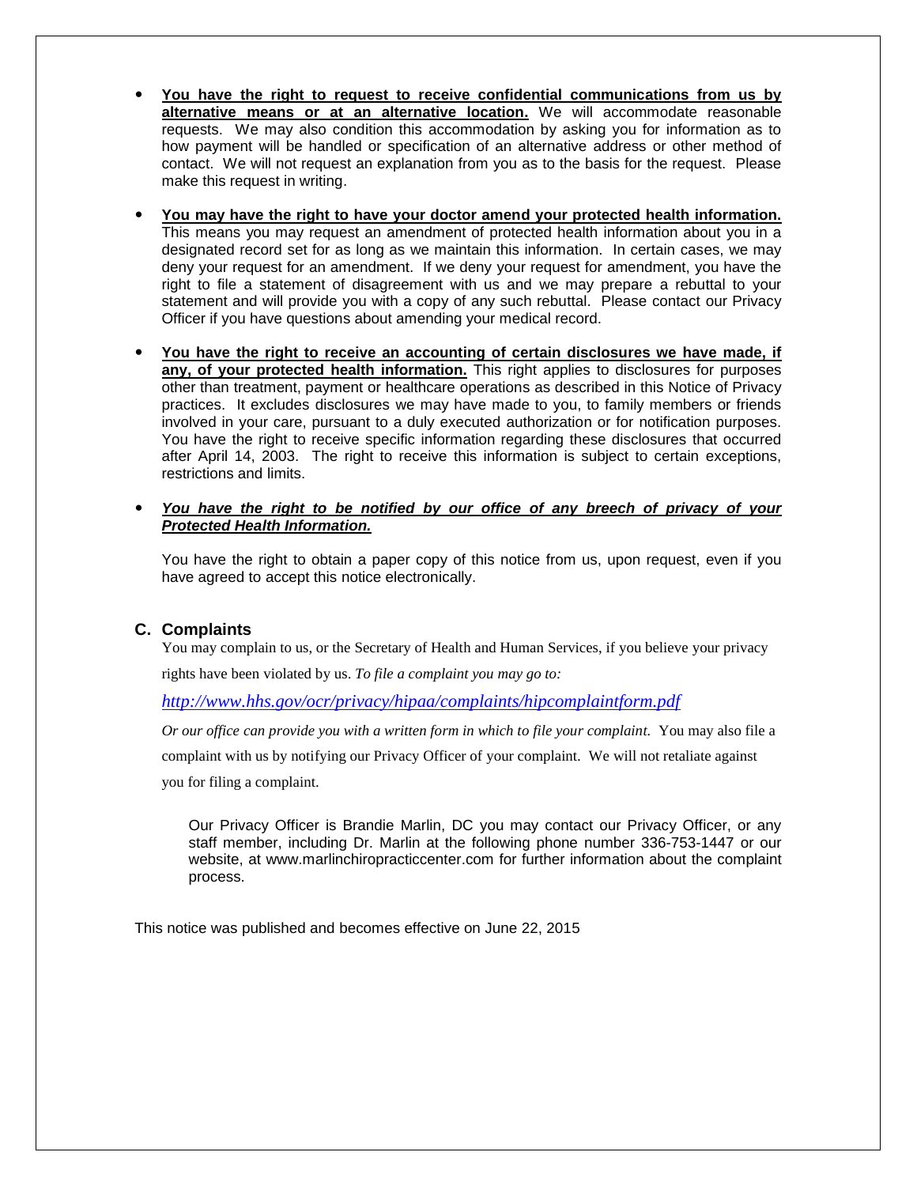- **You have the right to request to receive confidential communications from us by alternative means or at an alternative location.** We will accommodate reasonable requests. We may also condition this accommodation by asking you for information as to how payment will be handled or specification of an alternative address or other method of contact. We will not request an explanation from you as to the basis for the request. Please make this request in writing.

- **You may have the right to have your doctor amend your protected health information.** This means you may request an amendment of protected health information about you in a designated record set for as long as we maintain this information. In certain cases, we may deny your request for an amendment. If we deny your request for amendment, you have the right to file a statement of disagreement with us and we may prepare a rebuttal to your statement and will provide you with a copy of any such rebuttal. Please contact our Privacy Officer if you have questions about amending your medical record.

- **You have the right to receive an accounting of certain disclosures we have made, if any, of your protected health information.** This right applies to disclosures for purposes other than treatment, payment or healthcare operations as described in this Notice of Privacy practices. It excludes disclosures we may have made to you, to family members or friends involved in your care, pursuant to a duly executed authorization or for notification purposes. You have the right to receive specific information regarding these disclosures that occurred after April 14, 2003. The right to receive this information is subject to certain exceptions, restrictions and limits.

- ***You have the right to be notified by our office of any breech of privacy of your Protected Health Information.***

  You have the right to obtain a paper copy of this notice from us, upon request, even if you have agreed to accept this notice electronically.

### C. Complaints

You may complain to us, or the Secretary of Health and Human Services, if you believe your privacy rights have been violated by us. *To file a complaint you may go to:*

*http://www.hhs.gov/ocr/privacy/hipaa/complaints/hipcomplaintform.pdf*

*Or our office can provide you with a written form in which to file your complaint.* You may also file a complaint with us by notifying our Privacy Officer of your complaint. We will not retaliate against you for filing a complaint.

Our Privacy Officer is Brandie Marlin, DC you may contact our Privacy Officer, or any staff member, including Dr. Marlin at the following phone number 336-753-1447 or our website, at www.marlinchiropracticcenter.com for further information about the complaint process.

This notice was published and becomes effective on June 22, 2015